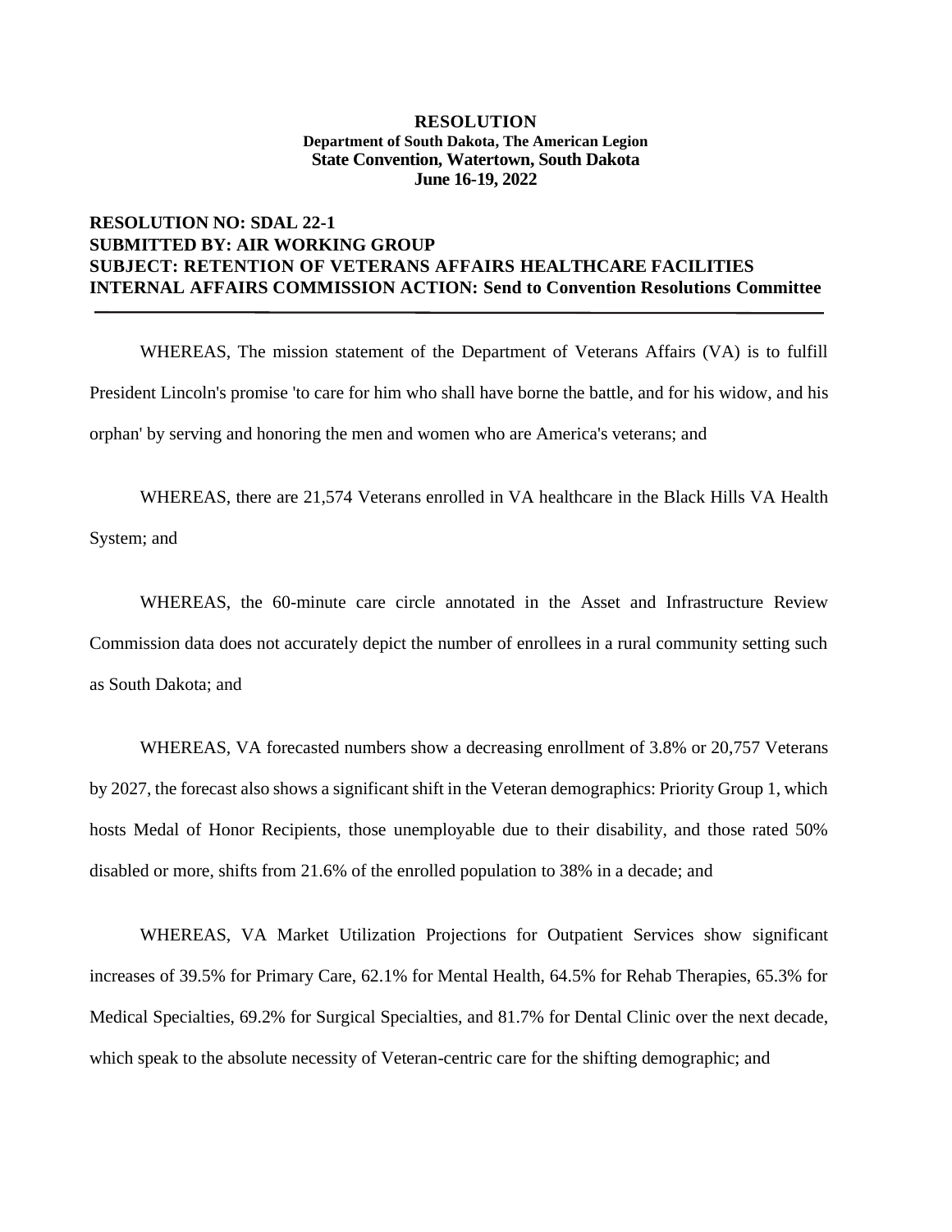**RESOLUTION**
**Department of South Dakota, The American Legion**
**State Convention, Watertown, South Dakota**
**June 16-19, 2022**

**RESOLUTION NO: SDAL 22-1**
**SUBMITTED BY: AIR WORKING GROUP**
**SUBJECT: RETENTION OF VETERANS AFFAIRS HEALTHCARE FACILITIES**
**INTERNAL AFFAIRS COMMISSION ACTION: Send to Convention Resolutions Committee**

---

WHEREAS, The mission statement of the Department of Veterans Affairs (VA) is to fulfill President Lincoln's promise 'to care for him who shall have borne the battle, and for his widow, and his orphan' by serving and honoring the men and women who are America's veterans; and

WHEREAS, there are 21,574 Veterans enrolled in VA healthcare in the Black Hills VA Health System; and

WHEREAS, the 60-minute care circle annotated in the Asset and Infrastructure Review Commission data does not accurately depict the number of enrollees in a rural community setting such as South Dakota; and

WHEREAS, VA forecasted numbers show a decreasing enrollment of 3.8% or 20,757 Veterans by 2027, the forecast also shows a significant shift in the Veteran demographics: Priority Group 1, which hosts Medal of Honor Recipients, those unemployable due to their disability, and those rated 50% disabled or more, shifts from 21.6% of the enrolled population to 38% in a decade; and

WHEREAS, VA Market Utilization Projections for Outpatient Services show significant increases of 39.5% for Primary Care, 62.1% for Mental Health, 64.5% for Rehab Therapies, 65.3% for Medical Specialties, 69.2% for Surgical Specialties, and 81.7% for Dental Clinic over the next decade, which speak to the absolute necessity of Veteran-centric care for the shifting demographic; and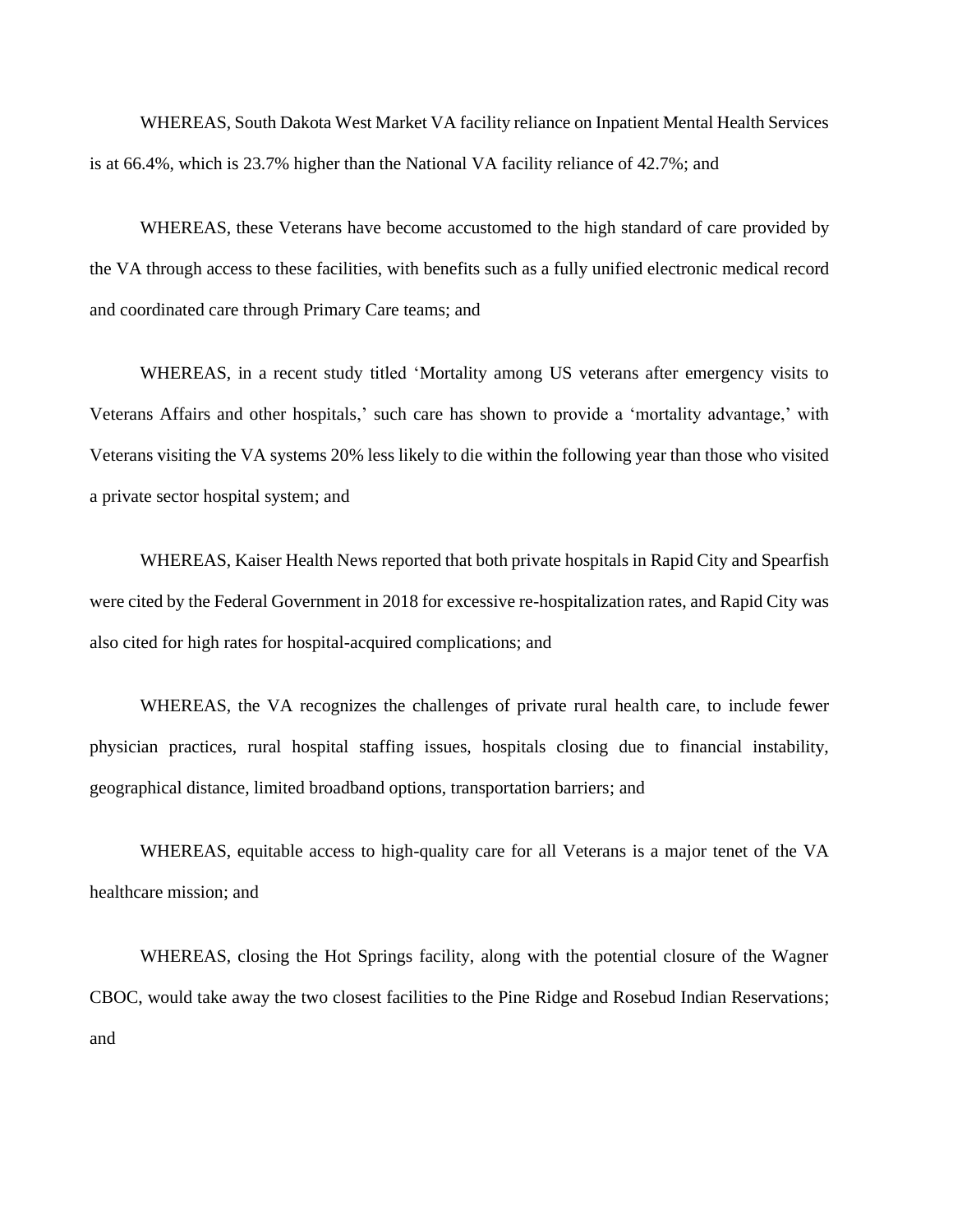WHEREAS, South Dakota West Market VA facility reliance on Inpatient Mental Health Services is at 66.4%, which is 23.7% higher than the National VA facility reliance of 42.7%; and

WHEREAS, these Veterans have become accustomed to the high standard of care provided by the VA through access to these facilities, with benefits such as a fully unified electronic medical record and coordinated care through Primary Care teams; and

WHEREAS, in a recent study titled 'Mortality among US veterans after emergency visits to Veterans Affairs and other hospitals,' such care has shown to provide a 'mortality advantage,' with Veterans visiting the VA systems 20% less likely to die within the following year than those who visited a private sector hospital system; and

WHEREAS, Kaiser Health News reported that both private hospitals in Rapid City and Spearfish were cited by the Federal Government in 2018 for excessive re-hospitalization rates, and Rapid City was also cited for high rates for hospital-acquired complications; and

WHEREAS, the VA recognizes the challenges of private rural health care, to include fewer physician practices, rural hospital staffing issues, hospitals closing due to financial instability, geographical distance, limited broadband options, transportation barriers; and

WHEREAS, equitable access to high-quality care for all Veterans is a major tenet of the VA healthcare mission; and

WHEREAS, closing the Hot Springs facility, along with the potential closure of the Wagner CBOC, would take away the two closest facilities to the Pine Ridge and Rosebud Indian Reservations; and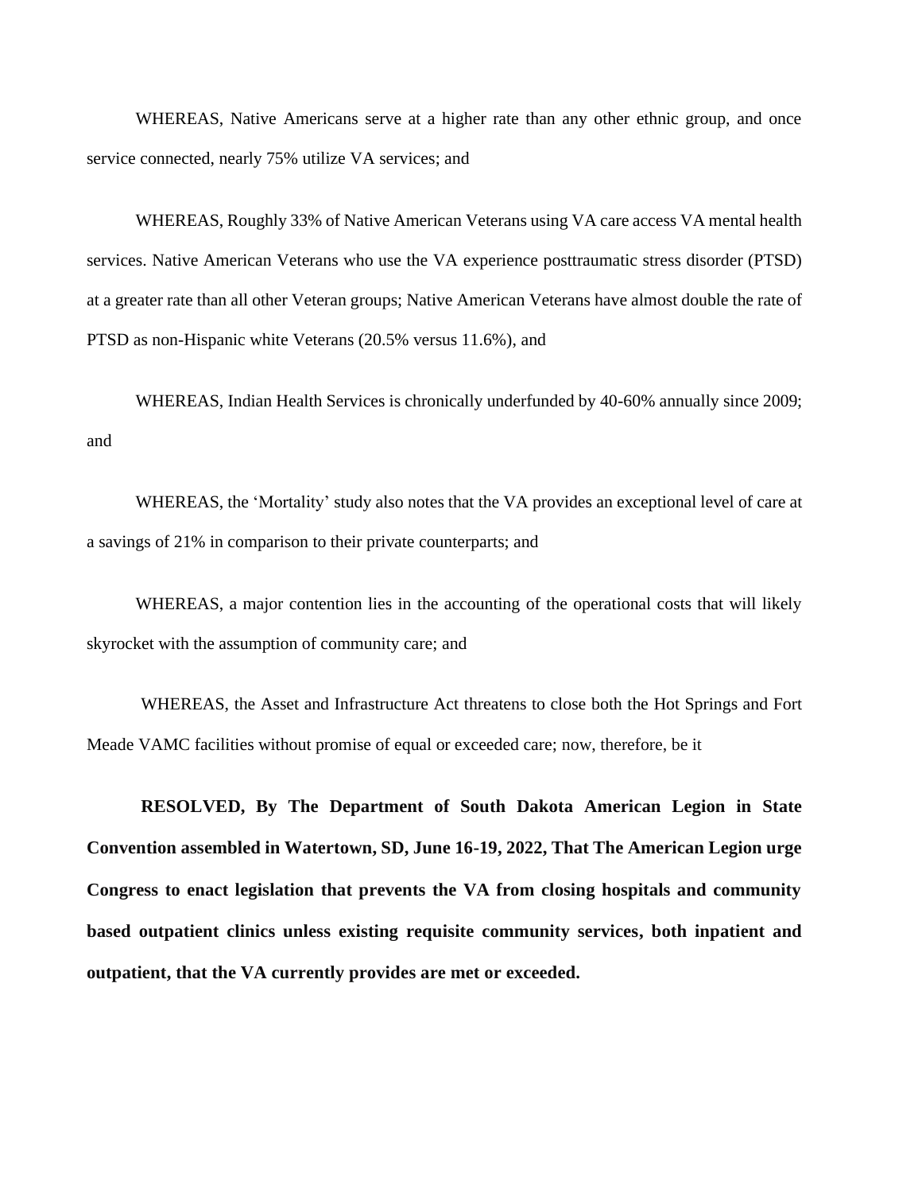WHEREAS, Native Americans serve at a higher rate than any other ethnic group, and once service connected, nearly 75% utilize VA services; and

WHEREAS, Roughly 33% of Native American Veterans using VA care access VA mental health services. Native American Veterans who use the VA experience posttraumatic stress disorder (PTSD) at a greater rate than all other Veteran groups; Native American Veterans have almost double the rate of PTSD as non-Hispanic white Veterans (20.5% versus 11.6%), and

WHEREAS, Indian Health Services is chronically underfunded by 40-60% annually since 2009; and

WHEREAS, the 'Mortality' study also notes that the VA provides an exceptional level of care at a savings of 21% in comparison to their private counterparts; and

WHEREAS, a major contention lies in the accounting of the operational costs that will likely skyrocket with the assumption of community care; and

WHEREAS, the Asset and Infrastructure Act threatens to close both the Hot Springs and Fort Meade VAMC facilities without promise of equal or exceeded care; now, therefore, be it

**RESOLVED, By The Department of South Dakota American Legion in State Convention assembled in Watertown, SD, June 16-19, 2022, That The American Legion urge Congress to enact legislation that prevents the VA from closing hospitals and community based outpatient clinics unless existing requisite community services, both inpatient and outpatient, that the VA currently provides are met or exceeded.**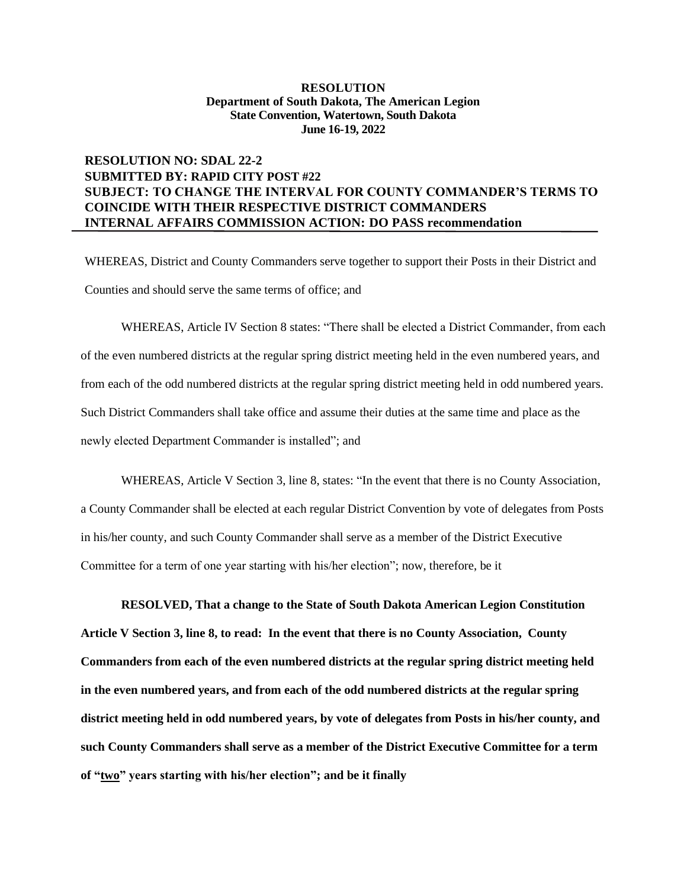**RESOLUTION**
**Department of South Dakota, The American Legion**
**State Convention, Watertown, South Dakota**
**June 16-19, 2022**

**RESOLUTION NO: SDAL 22-2**
**SUBMITTED BY: RAPID CITY POST #22**
**SUBJECT: TO CHANGE THE INTERVAL FOR COUNTY COMMANDER'S TERMS TO COINCIDE WITH THEIR RESPECTIVE DISTRICT COMMANDERS**
**INTERNAL AFFAIRS COMMISSION ACTION: DO PASS recommendation**

WHEREAS, District and County Commanders serve together to support their Posts in their District and Counties and should serve the same terms of office; and

WHEREAS, Article IV Section 8 states: "There shall be elected a District Commander, from each of the even numbered districts at the regular spring district meeting held in the even numbered years, and from each of the odd numbered districts at the regular spring district meeting held in odd numbered years. Such District Commanders shall take office and assume their duties at the same time and place as the newly elected Department Commander is installed"; and

WHEREAS, Article V Section 3, line 8, states: "In the event that there is no County Association, a County Commander shall be elected at each regular District Convention by vote of delegates from Posts in his/her county, and such County Commander shall serve as a member of the District Executive Committee for a term of one year starting with his/her election"; now, therefore, be it

**RESOLVED, That a change to the State of South Dakota American Legion Constitution Article V Section 3, line 8, to read: In the event that there is no County Association, County Commanders from each of the even numbered districts at the regular spring district meeting held in the even numbered years, and from each of the odd numbered districts at the regular spring district meeting held in odd numbered years, by vote of delegates from Posts in his/her county, and such County Commanders shall serve as a member of the District Executive Committee for a term of "<u>two</u>" years starting with his/her election"; and be it finally**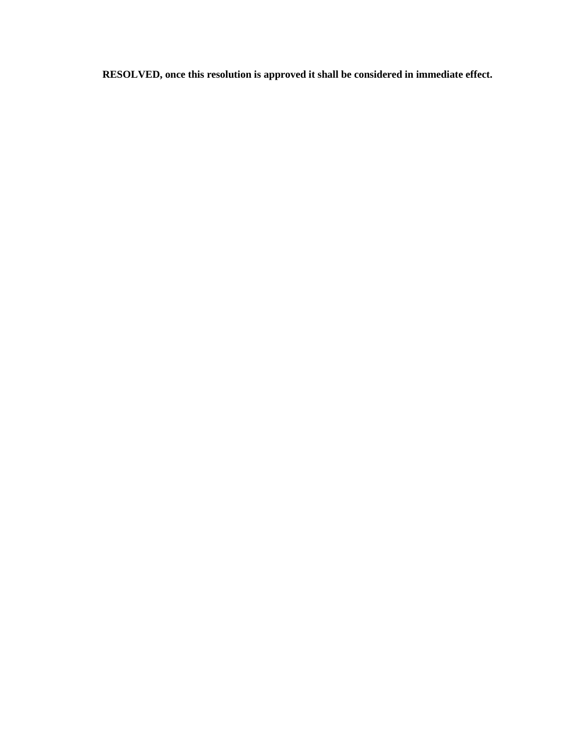**RESOLVED, once this resolution is approved it shall be considered in immediate effect.**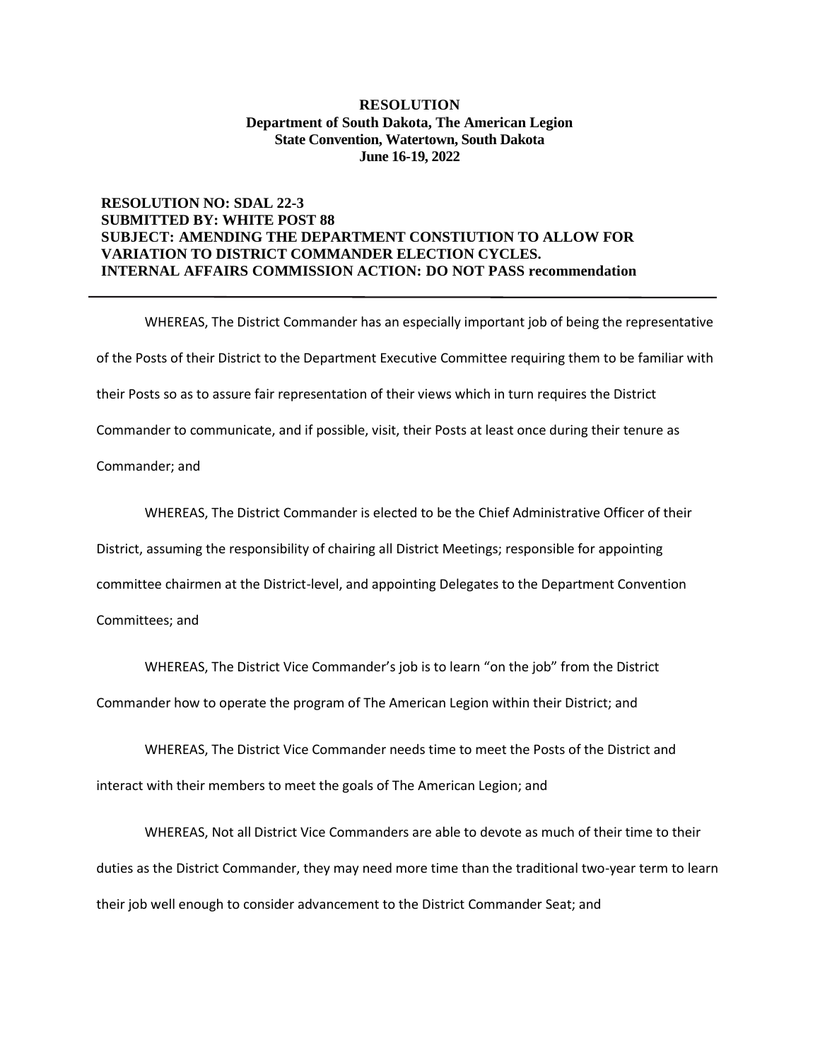**RESOLUTION**
**Department of South Dakota, The American Legion**
**State Convention, Watertown, South Dakota**
**June 16-19, 2022**

**RESOLUTION NO: SDAL 22-3**
**SUBMITTED BY: WHITE POST 88**
**SUBJECT: AMENDING THE DEPARTMENT CONSTIUTION TO ALLOW FOR VARIATION TO DISTRICT COMMANDER ELECTION CYCLES.**
**INTERNAL AFFAIRS COMMISSION ACTION: DO NOT PASS recommendation**

---

WHEREAS, The District Commander has an especially important job of being the representative of the Posts of their District to the Department Executive Committee requiring them to be familiar with their Posts so as to assure fair representation of their views which in turn requires the District Commander to communicate, and if possible, visit, their Posts at least once during their tenure as Commander; and

WHEREAS, The District Commander is elected to be the Chief Administrative Officer of their District, assuming the responsibility of chairing all District Meetings; responsible for appointing committee chairmen at the District-level, and appointing Delegates to the Department Convention Committees; and

WHEREAS, The District Vice Commander's job is to learn "on the job" from the District Commander how to operate the program of The American Legion within their District; and

WHEREAS, The District Vice Commander needs time to meet the Posts of the District and interact with their members to meet the goals of The American Legion; and

WHEREAS, Not all District Vice Commanders are able to devote as much of their time to their duties as the District Commander, they may need more time than the traditional two-year term to learn their job well enough to consider advancement to the District Commander Seat; and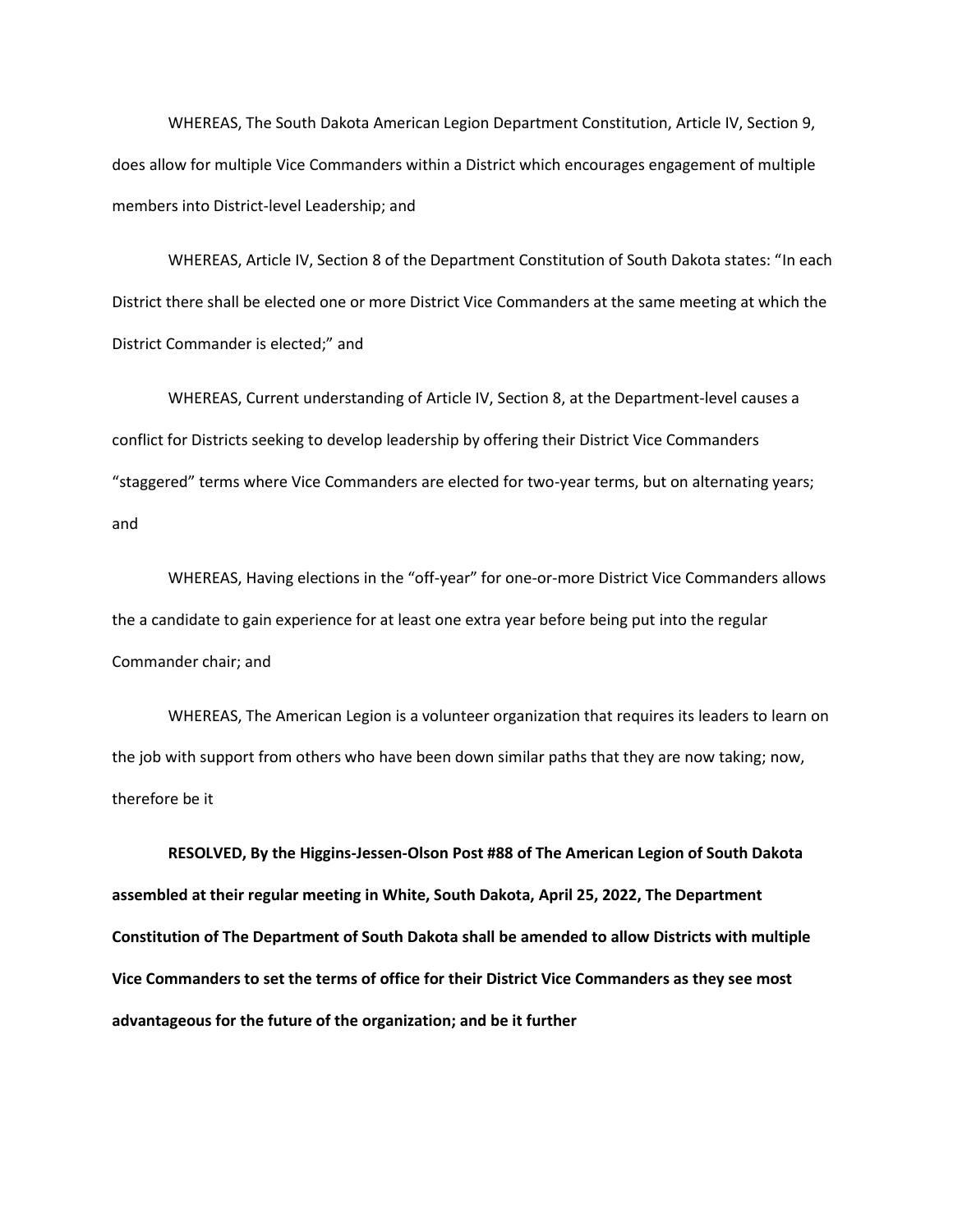WHEREAS, The South Dakota American Legion Department Constitution, Article IV, Section 9, does allow for multiple Vice Commanders within a District which encourages engagement of multiple members into District-level Leadership; and

WHEREAS, Article IV, Section 8 of the Department Constitution of South Dakota states: "In each District there shall be elected one or more District Vice Commanders at the same meeting at which the District Commander is elected;" and

WHEREAS, Current understanding of Article IV, Section 8, at the Department-level causes a conflict for Districts seeking to develop leadership by offering their District Vice Commanders "staggered" terms where Vice Commanders are elected for two-year terms, but on alternating years; and

WHEREAS, Having elections in the "off-year" for one-or-more District Vice Commanders allows the a candidate to gain experience for at least one extra year before being put into the regular Commander chair; and

WHEREAS, The American Legion is a volunteer organization that requires its leaders to learn on the job with support from others who have been down similar paths that they are now taking; now, therefore be it

**RESOLVED, By the Higgins-Jessen-Olson Post #88 of The American Legion of South Dakota assembled at their regular meeting in White, South Dakota, April 25, 2022, The Department Constitution of The Department of South Dakota shall be amended to allow Districts with multiple Vice Commanders to set the terms of office for their District Vice Commanders as they see most advantageous for the future of the organization; and be it further**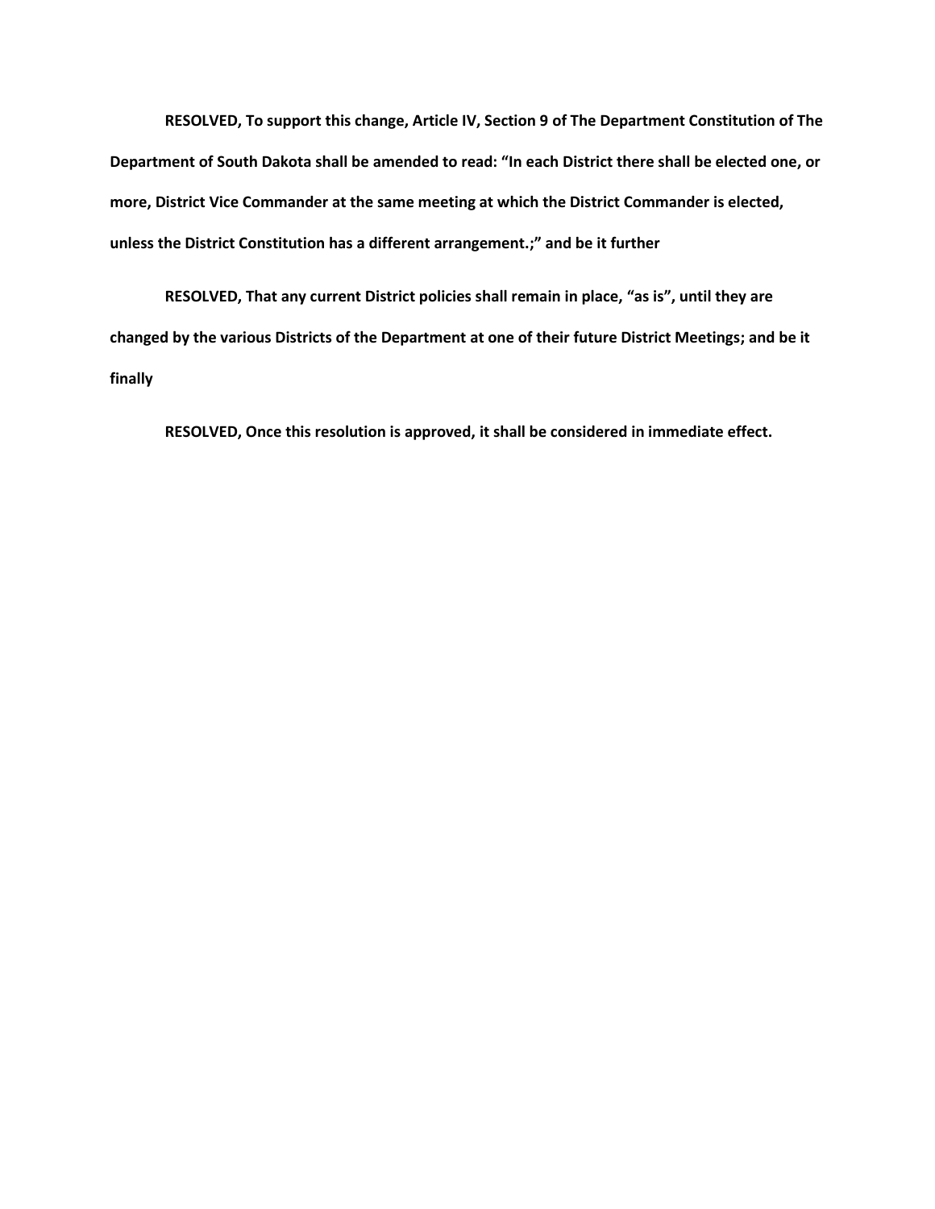**RESOLVED, To support this change, Article IV, Section 9 of The Department Constitution of The Department of South Dakota shall be amended to read: "In each District there shall be elected one, or more, District Vice Commander at the same meeting at which the District Commander is elected, unless the District Constitution has a different arrangement.;" and be it further**

**RESOLVED, That any current District policies shall remain in place, "as is", until they are changed by the various Districts of the Department at one of their future District Meetings; and be it finally**

**RESOLVED, Once this resolution is approved, it shall be considered in immediate effect.**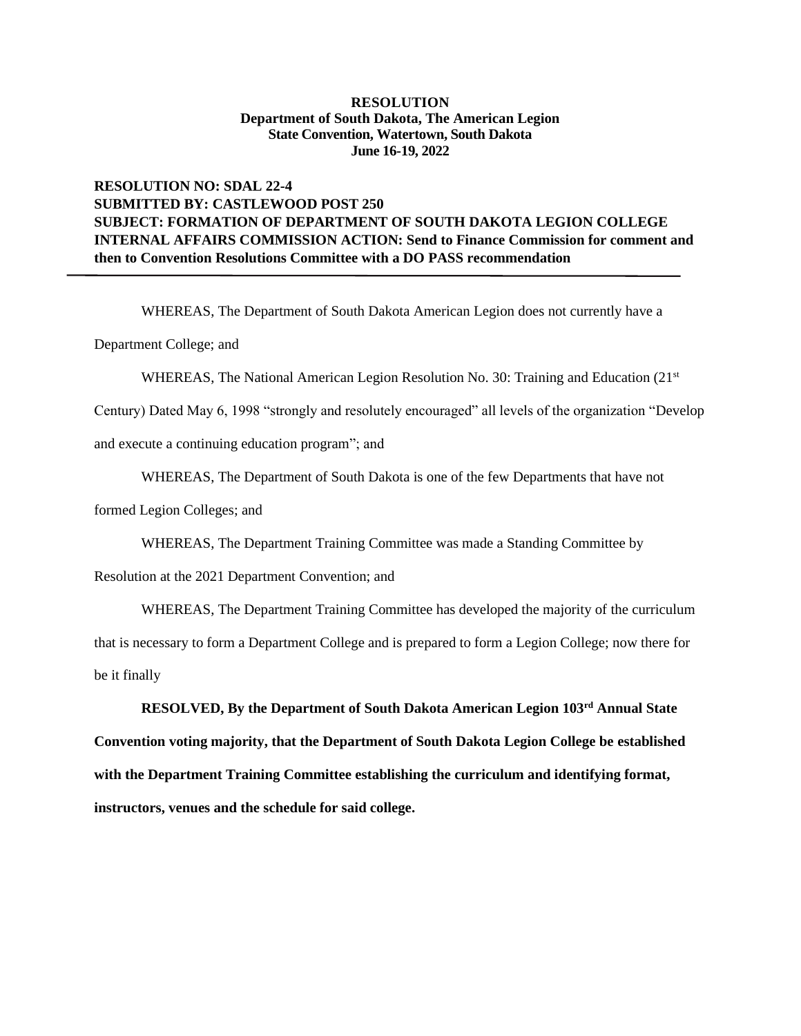**RESOLUTION**
**Department of South Dakota, The American Legion**
**State Convention, Watertown, South Dakota**
**June 16-19, 2022**

**RESOLUTION NO: SDAL 22-4**
**SUBMITTED BY: CASTLEWOOD POST 250**
**SUBJECT: FORMATION OF DEPARTMENT OF SOUTH DAKOTA LEGION COLLEGE**
**INTERNAL AFFAIRS COMMISSION ACTION: Send to Finance Commission for comment and then to Convention Resolutions Committee with a DO PASS recommendation**

---

WHEREAS, The Department of South Dakota American Legion does not currently have a Department College; and

WHEREAS, The National American Legion Resolution No. 30: Training and Education (21st Century) Dated May 6, 1998 "strongly and resolutely encouraged" all levels of the organization "Develop and execute a continuing education program"; and

WHEREAS, The Department of South Dakota is one of the few Departments that have not formed Legion Colleges; and

WHEREAS, The Department Training Committee was made a Standing Committee by Resolution at the 2021 Department Convention; and

WHEREAS, The Department Training Committee has developed the majority of the curriculum that is necessary to form a Department College and is prepared to form a Legion College; now there for be it finally

**RESOLVED, By the Department of South Dakota American Legion 103rd Annual State Convention voting majority, that the Department of South Dakota Legion College be established with the Department Training Committee establishing the curriculum and identifying format, instructors, venues and the schedule for said college.**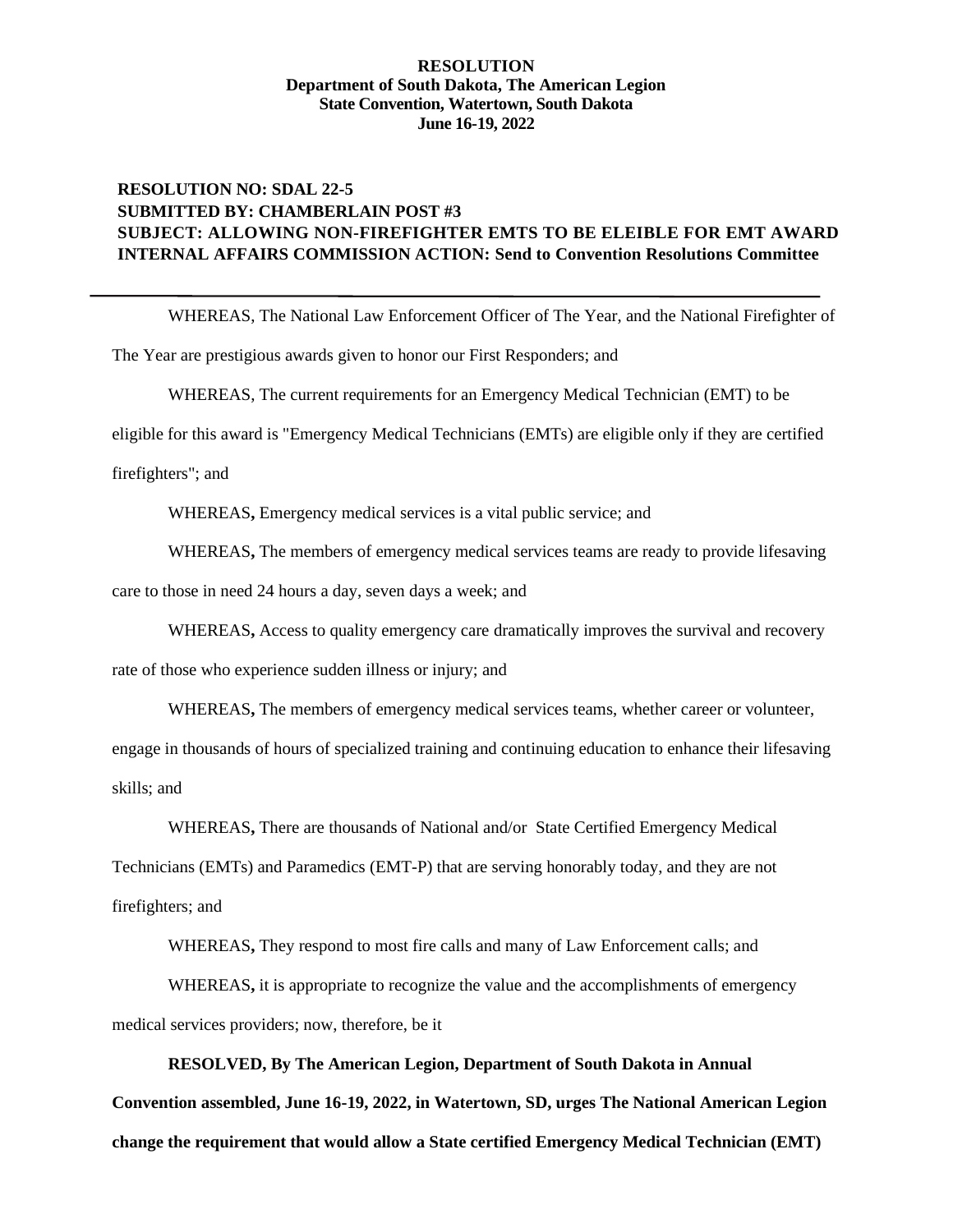**RESOLUTION**
**Department of South Dakota, The American Legion**
**State Convention, Watertown, South Dakota**
**June 16-19, 2022**

**RESOLUTION NO: SDAL 22-5**
**SUBMITTED BY: CHAMBERLAIN POST #3**
**SUBJECT: ALLOWING NON-FIREFIGHTER EMTS TO BE ELEIBLE FOR EMT AWARD**
**INTERNAL AFFAIRS COMMISSION ACTION: Send to Convention Resolutions Committee**

---

WHEREAS, The National Law Enforcement Officer of The Year, and the National Firefighter of The Year are prestigious awards given to honor our First Responders; and

WHEREAS, The current requirements for an Emergency Medical Technician (EMT) to be eligible for this award is "Emergency Medical Technicians (EMTs) are eligible only if they are certified firefighters"; and

WHEREAS**,** Emergency medical services is a vital public service; and

WHEREAS**,** The members of emergency medical services teams are ready to provide lifesaving care to those in need 24 hours a day, seven days a week; and

WHEREAS**,** Access to quality emergency care dramatically improves the survival and recovery rate of those who experience sudden illness or injury; and

WHEREAS**,** The members of emergency medical services teams, whether career or volunteer, engage in thousands of hours of specialized training and continuing education to enhance their lifesaving skills; and

WHEREAS**,** There are thousands of National and/or State Certified Emergency Medical Technicians (EMTs) and Paramedics (EMT-P) that are serving honorably today, and they are not firefighters; and

WHEREAS**,** They respond to most fire calls and many of Law Enforcement calls; and

WHEREAS**,** it is appropriate to recognize the value and the accomplishments of emergency medical services providers; now, therefore, be it

**RESOLVED, By The American Legion, Department of South Dakota in Annual Convention assembled, June 16-19, 2022, in Watertown, SD, urges The National American Legion change the requirement that would allow a State certified Emergency Medical Technician (EMT)**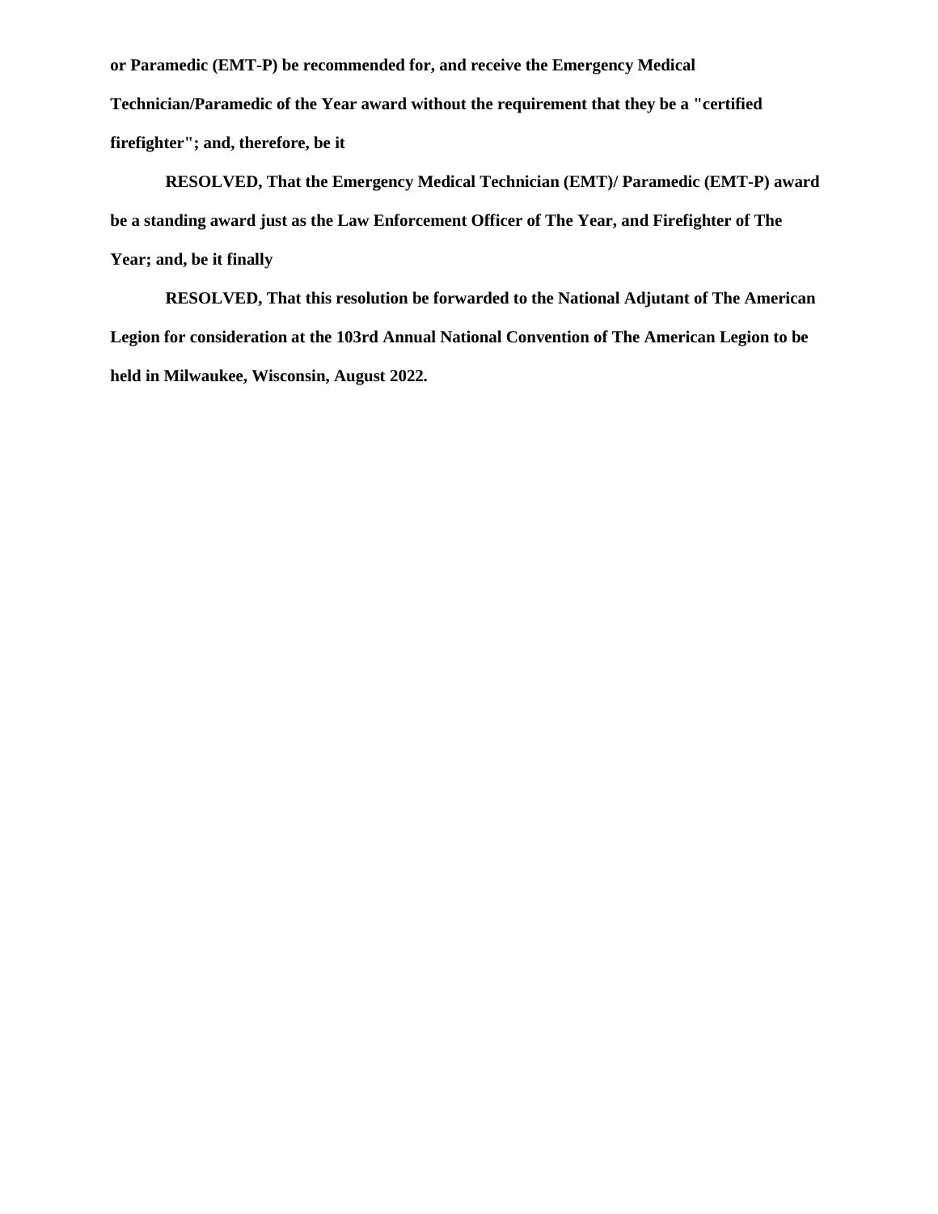**or Paramedic (EMT-P) be recommended for, and receive the Emergency Medical Technician/Paramedic of the Year award without the requirement that they be a "certified firefighter"; and, therefore, be it**

**RESOLVED, That the Emergency Medical Technician (EMT)/ Paramedic (EMT-P) award be a standing award just as the Law Enforcement Officer of The Year, and Firefighter of The Year; and, be it finally**

**RESOLVED, That this resolution be forwarded to the National Adjutant of The American Legion for consideration at the 103rd Annual National Convention of The American Legion to be held in Milwaukee, Wisconsin, August 2022.**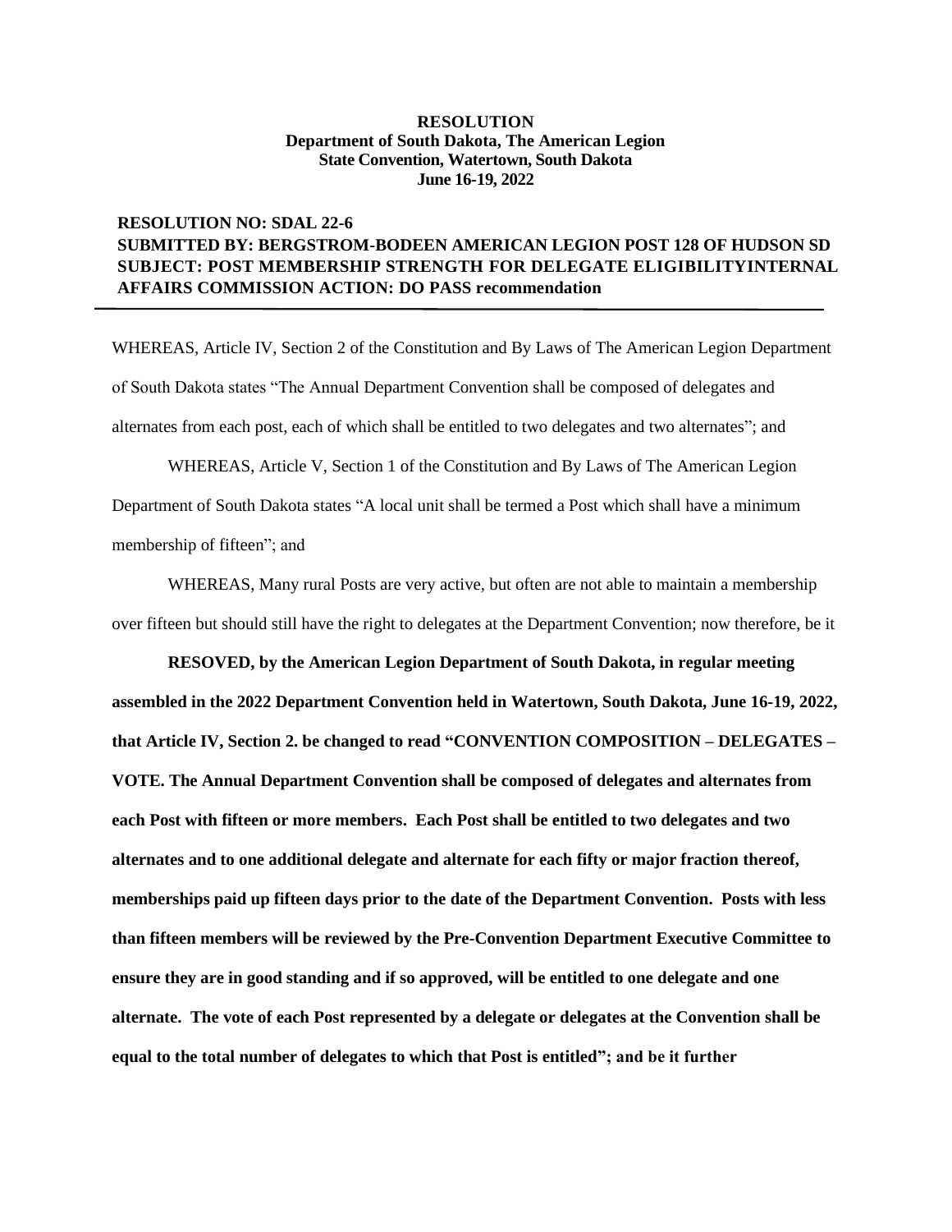**RESOLUTION**
**Department of South Dakota, The American Legion**
**State Convention, Watertown, South Dakota**
**June 16-19, 2022**

**RESOLUTION NO: SDAL 22-6**
**SUBMITTED BY: BERGSTROM-BODEEN AMERICAN LEGION POST 128 OF HUDSON SD**
**SUBJECT: POST MEMBERSHIP STRENGTH FOR DELEGATE ELIGIBILITYINTERNAL AFFAIRS COMMISSION ACTION: DO PASS recommendation**

---

WHEREAS, Article IV, Section 2 of the Constitution and By Laws of The American Legion Department of South Dakota states "The Annual Department Convention shall be composed of delegates and alternates from each post, each of which shall be entitled to two delegates and two alternates"; and

WHEREAS, Article V, Section 1 of the Constitution and By Laws of The American Legion Department of South Dakota states "A local unit shall be termed a Post which shall have a minimum membership of fifteen"; and

WHEREAS, Many rural Posts are very active, but often are not able to maintain a membership over fifteen but should still have the right to delegates at the Department Convention; now therefore, be it

**RESOVED, by the American Legion Department of South Dakota, in regular meeting assembled in the 2022 Department Convention held in Watertown, South Dakota, June 16-19, 2022, that Article IV, Section 2. be changed to read "CONVENTION COMPOSITION – DELEGATES – VOTE. The Annual Department Convention shall be composed of delegates and alternates from each Post with fifteen or more members. Each Post shall be entitled to two delegates and two alternates and to one additional delegate and alternate for each fifty or major fraction thereof, memberships paid up fifteen days prior to the date of the Department Convention. Posts with less than fifteen members will be reviewed by the Pre-Convention Department Executive Committee to ensure they are in good standing and if so approved, will be entitled to one delegate and one alternate. The vote of each Post represented by a delegate or delegates at the Convention shall be equal to the total number of delegates to which that Post is entitled"; and be it further**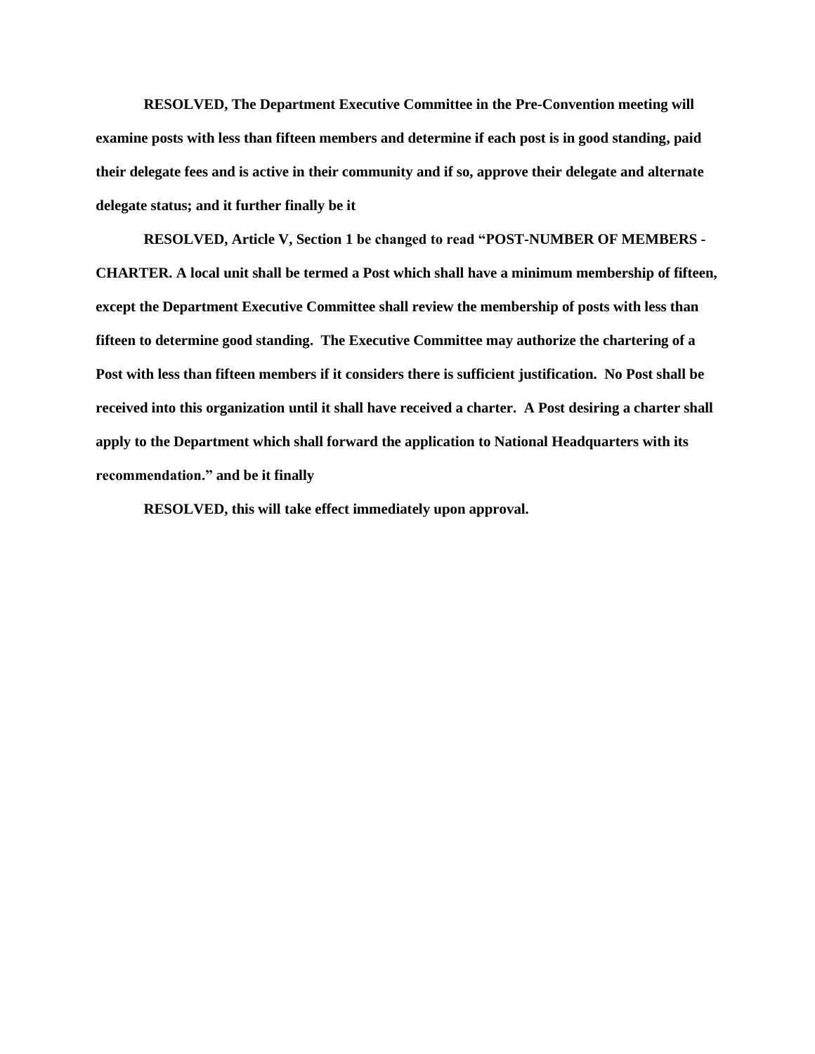**RESOLVED, The Department Executive Committee in the Pre-Convention meeting will examine posts with less than fifteen members and determine if each post is in good standing, paid their delegate fees and is active in their community and if so, approve their delegate and alternate delegate status; and it further finally be it**

**RESOLVED, Article V, Section 1 be changed to read "POST-NUMBER OF MEMBERS - CHARTER. A local unit shall be termed a Post which shall have a minimum membership of fifteen, except the Department Executive Committee shall review the membership of posts with less than fifteen to determine good standing. The Executive Committee may authorize the chartering of a Post with less than fifteen members if it considers there is sufficient justification. No Post shall be received into this organization until it shall have received a charter. A Post desiring a charter shall apply to the Department which shall forward the application to National Headquarters with its recommendation." and be it finally**

**RESOLVED, this will take effect immediately upon approval.**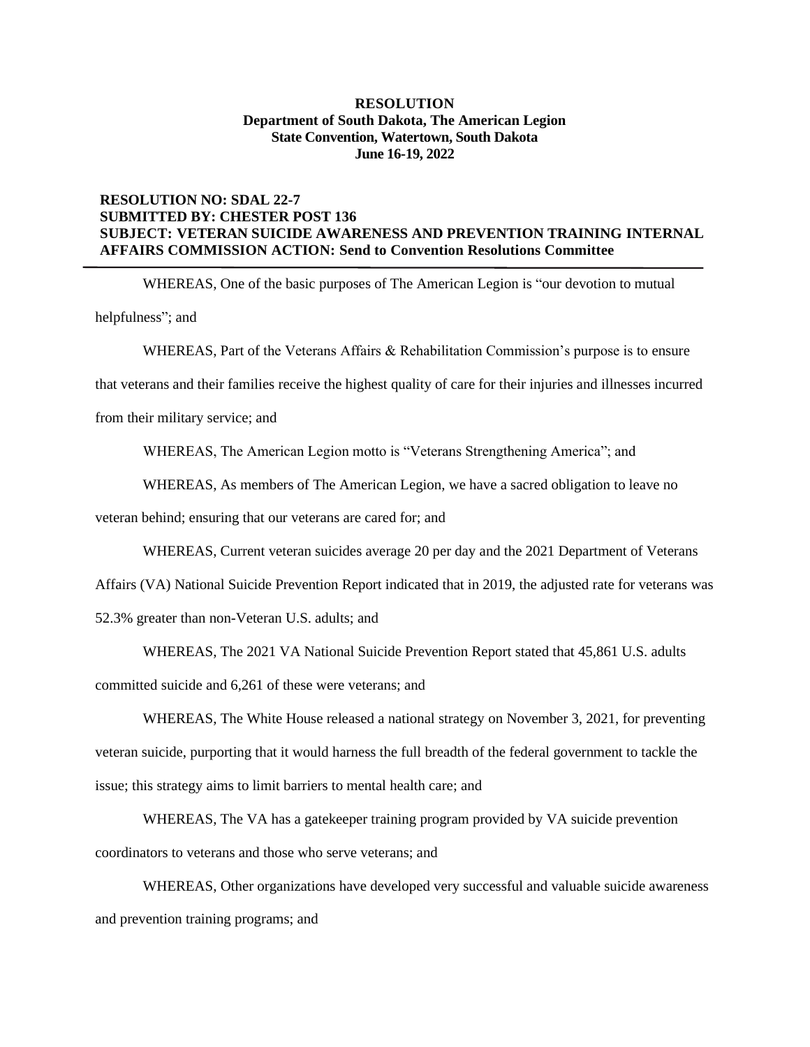**RESOLUTION**
**Department of South Dakota, The American Legion**
**State Convention, Watertown, South Dakota**
**June 16-19, 2022**

**RESOLUTION NO: SDAL 22-7**
**SUBMITTED BY: CHESTER POST 136**
**SUBJECT: VETERAN SUICIDE AWARENESS AND PREVENTION TRAINING INTERNAL AFFAIRS COMMISSION ACTION: Send to Convention Resolutions Committee**

---

WHEREAS, One of the basic purposes of The American Legion is "our devotion to mutual helpfulness"; and

WHEREAS, Part of the Veterans Affairs & Rehabilitation Commission's purpose is to ensure that veterans and their families receive the highest quality of care for their injuries and illnesses incurred from their military service; and

WHEREAS, The American Legion motto is "Veterans Strengthening America"; and

WHEREAS, As members of The American Legion, we have a sacred obligation to leave no veteran behind; ensuring that our veterans are cared for; and

WHEREAS, Current veteran suicides average 20 per day and the 2021 Department of Veterans Affairs (VA) National Suicide Prevention Report indicated that in 2019, the adjusted rate for veterans was 52.3% greater than non-Veteran U.S. adults; and

WHEREAS, The 2021 VA National Suicide Prevention Report stated that 45,861 U.S. adults committed suicide and 6,261 of these were veterans; and

WHEREAS, The White House released a national strategy on November 3, 2021, for preventing veteran suicide, purporting that it would harness the full breadth of the federal government to tackle the issue; this strategy aims to limit barriers to mental health care; and

WHEREAS, The VA has a gatekeeper training program provided by VA suicide prevention coordinators to veterans and those who serve veterans; and

WHEREAS, Other organizations have developed very successful and valuable suicide awareness and prevention training programs; and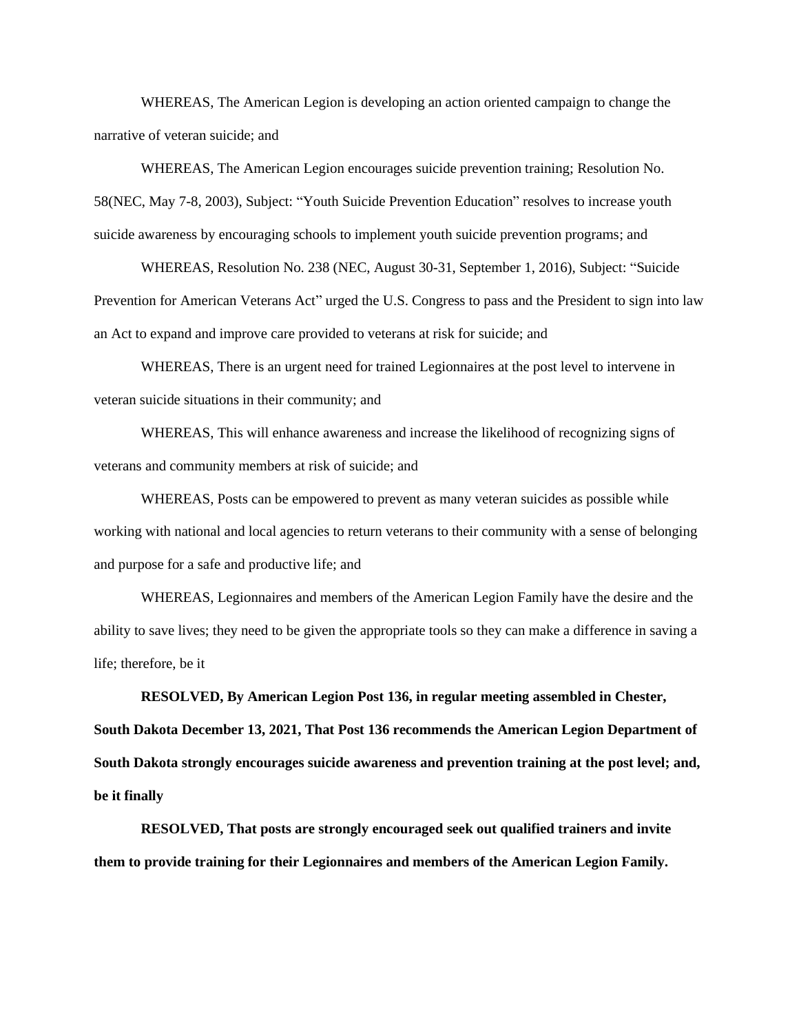WHEREAS, The American Legion is developing an action oriented campaign to change the narrative of veteran suicide; and

WHEREAS, The American Legion encourages suicide prevention training; Resolution No. 58(NEC, May 7-8, 2003), Subject: "Youth Suicide Prevention Education" resolves to increase youth suicide awareness by encouraging schools to implement youth suicide prevention programs; and

WHEREAS, Resolution No. 238 (NEC, August 30-31, September 1, 2016), Subject: "Suicide Prevention for American Veterans Act" urged the U.S. Congress to pass and the President to sign into law an Act to expand and improve care provided to veterans at risk for suicide; and

WHEREAS, There is an urgent need for trained Legionnaires at the post level to intervene in veteran suicide situations in their community; and

WHEREAS, This will enhance awareness and increase the likelihood of recognizing signs of veterans and community members at risk of suicide; and

WHEREAS, Posts can be empowered to prevent as many veteran suicides as possible while working with national and local agencies to return veterans to their community with a sense of belonging and purpose for a safe and productive life; and

WHEREAS, Legionnaires and members of the American Legion Family have the desire and the ability to save lives; they need to be given the appropriate tools so they can make a difference in saving a life; therefore, be it

**RESOLVED, By American Legion Post 136, in regular meeting assembled in Chester, South Dakota December 13, 2021, That Post 136 recommends the American Legion Department of South Dakota strongly encourages suicide awareness and prevention training at the post level; and, be it finally**

**RESOLVED, That posts are strongly encouraged seek out qualified trainers and invite them to provide training for their Legionnaires and members of the American Legion Family.**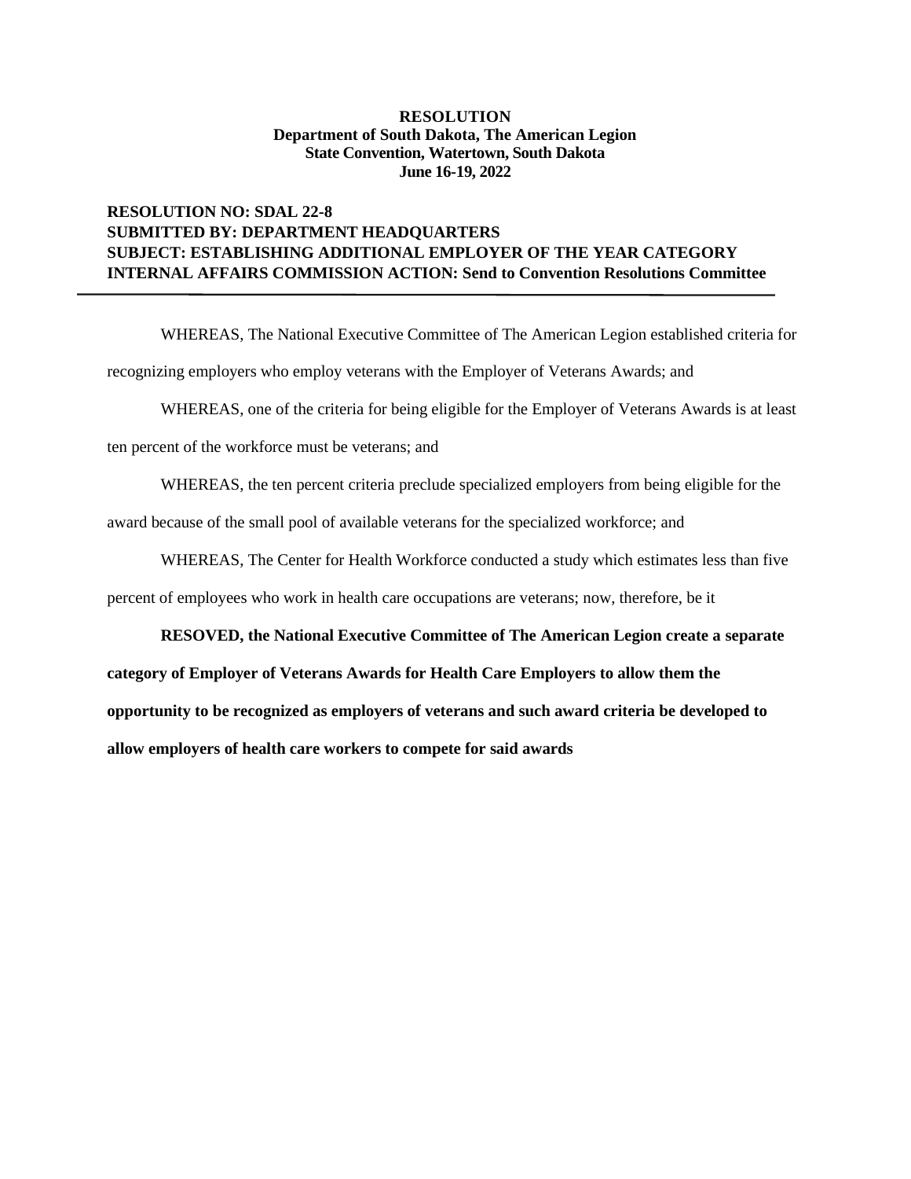**RESOLUTION**
**Department of South Dakota, The American Legion**
**State Convention, Watertown, South Dakota**
**June 16-19, 2022**

**RESOLUTION NO: SDAL 22-8**
**SUBMITTED BY: DEPARTMENT HEADQUARTERS**
**SUBJECT: ESTABLISHING ADDITIONAL EMPLOYER OF THE YEAR CATEGORY**
**INTERNAL AFFAIRS COMMISSION ACTION: Send to Convention Resolutions Committee**

---

WHEREAS, The National Executive Committee of The American Legion established criteria for recognizing employers who employ veterans with the Employer of Veterans Awards; and

WHEREAS, one of the criteria for being eligible for the Employer of Veterans Awards is at least ten percent of the workforce must be veterans; and

WHEREAS, the ten percent criteria preclude specialized employers from being eligible for the award because of the small pool of available veterans for the specialized workforce; and

WHEREAS, The Center for Health Workforce conducted a study which estimates less than five percent of employees who work in health care occupations are veterans; now, therefore, be it

**RESOVED, the National Executive Committee of The American Legion create a separate category of Employer of Veterans Awards for Health Care Employers to allow them the opportunity to be recognized as employers of veterans and such award criteria be developed to allow employers of health care workers to compete for said awards**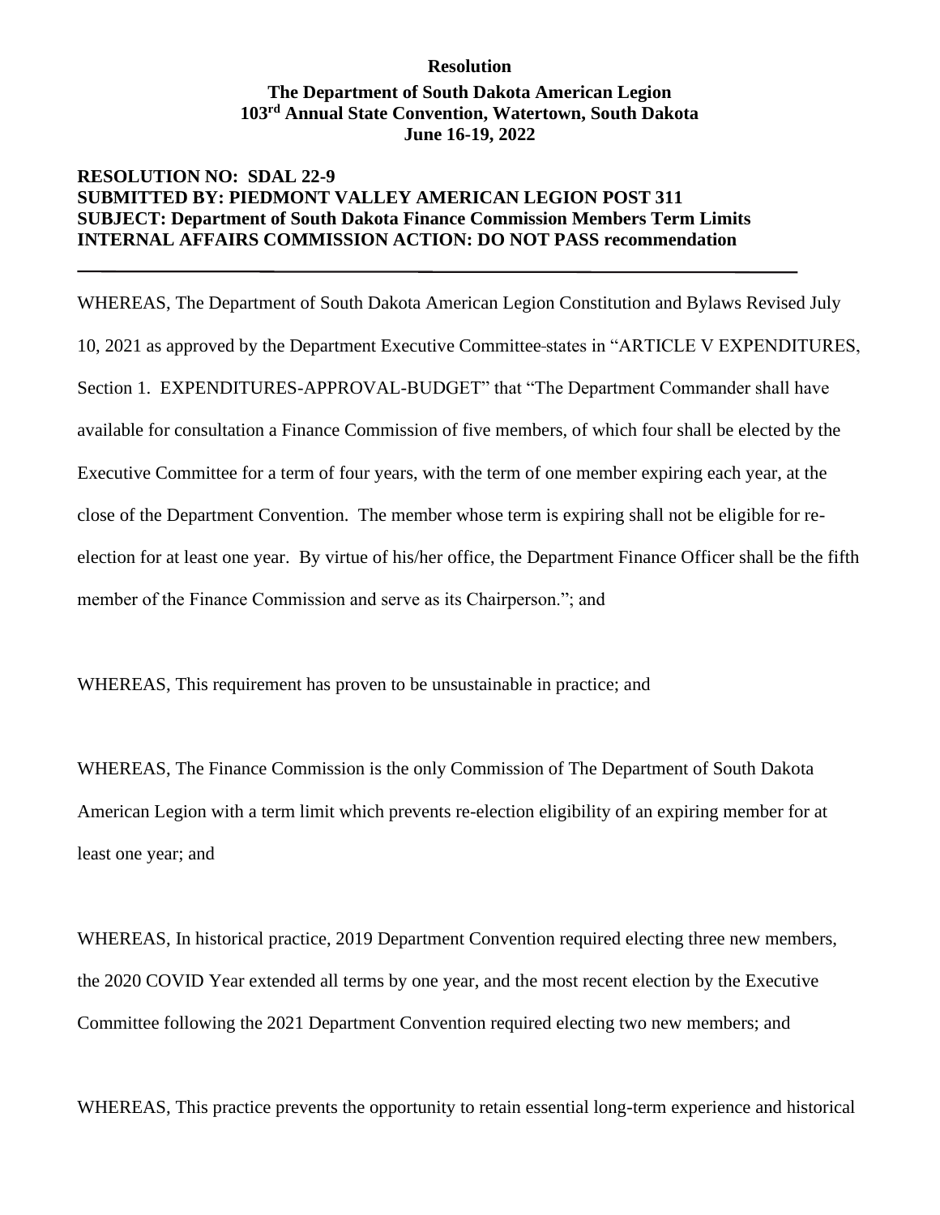**Resolution**

**The Department of South Dakota American Legion**
**103rd Annual State Convention, Watertown, South Dakota**
**June 16-19, 2022**

**RESOLUTION NO: SDAL 22-9**
**SUBMITTED BY: PIEDMONT VALLEY AMERICAN LEGION POST 311**
**SUBJECT: Department of South Dakota Finance Commission Members Term Limits**
**INTERNAL AFFAIRS COMMISSION ACTION: DO NOT PASS recommendation**

---

WHEREAS, The Department of South Dakota American Legion Constitution and Bylaws Revised July 10, 2021 as approved by the Department Executive Committee states in "ARTICLE V EXPENDITURES, Section 1. EXPENDITURES-APPROVAL-BUDGET" that "The Department Commander shall have available for consultation a Finance Commission of five members, of which four shall be elected by the Executive Committee for a term of four years, with the term of one member expiring each year, at the close of the Department Convention. The member whose term is expiring shall not be eligible for re-election for at least one year. By virtue of his/her office, the Department Finance Officer shall be the fifth member of the Finance Commission and serve as its Chairperson."; and

WHEREAS, This requirement has proven to be unsustainable in practice; and

WHEREAS, The Finance Commission is the only Commission of The Department of South Dakota American Legion with a term limit which prevents re-election eligibility of an expiring member for at least one year; and

WHEREAS, In historical practice, 2019 Department Convention required electing three new members, the 2020 COVID Year extended all terms by one year, and the most recent election by the Executive Committee following the 2021 Department Convention required electing two new members; and

WHEREAS, This practice prevents the opportunity to retain essential long-term experience and historical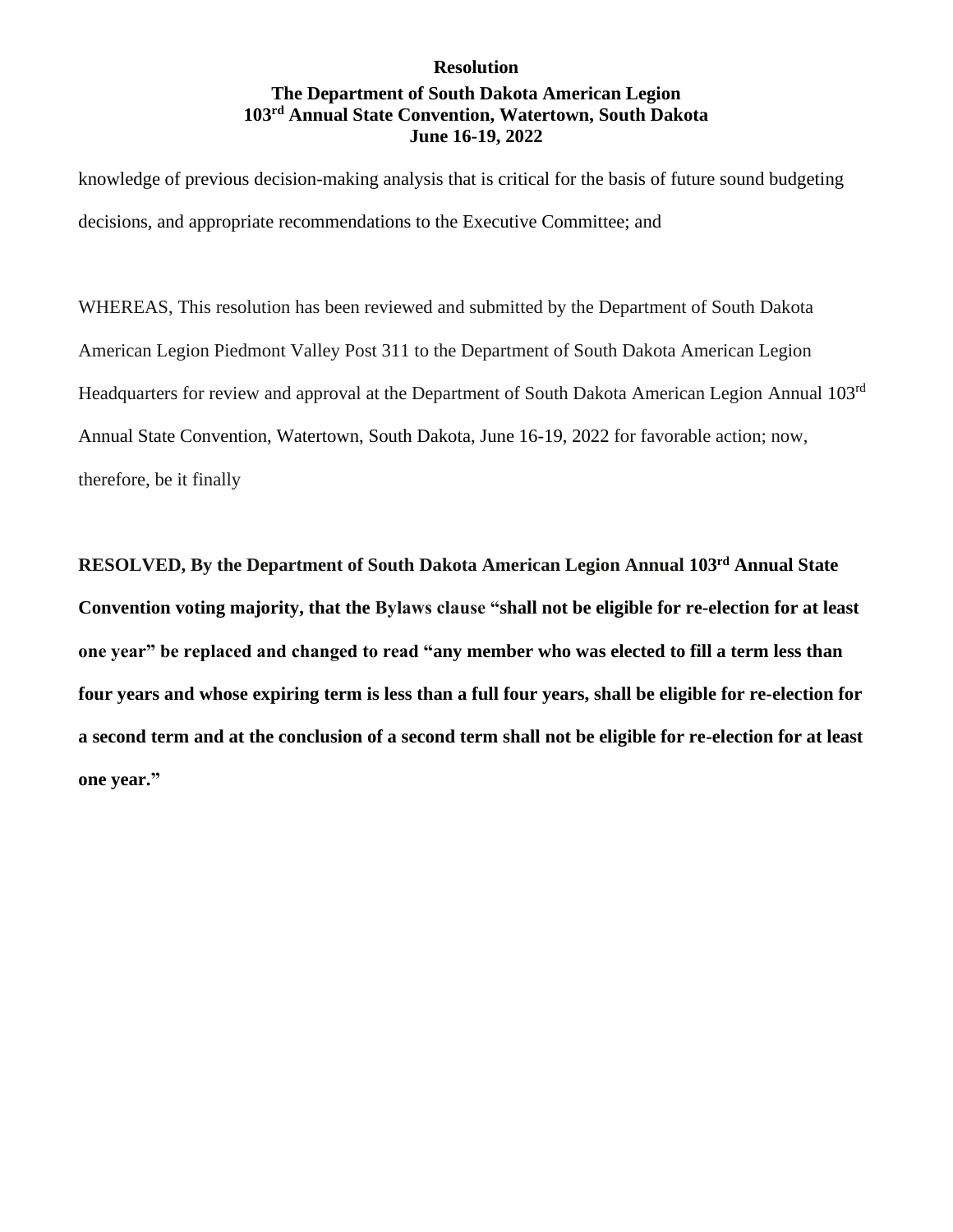**Resolution**

**The Department of South Dakota American Legion**
**103rd Annual State Convention, Watertown, South Dakota**
**June 16-19, 2022**

knowledge of previous decision-making analysis that is critical for the basis of future sound budgeting decisions, and appropriate recommendations to the Executive Committee; and

WHEREAS, This resolution has been reviewed and submitted by the Department of South Dakota American Legion Piedmont Valley Post 311 to the Department of South Dakota American Legion Headquarters for review and approval at the Department of South Dakota American Legion Annual 103rd Annual State Convention, Watertown, South Dakota, June 16-19, 2022 for favorable action; now, therefore, be it finally

**RESOLVED, By the Department of South Dakota American Legion Annual 103rd Annual State Convention voting majority, that the Bylaws clause "shall not be eligible for re-election for at least one year" be replaced and changed to read "any member who was elected to fill a term less than four years and whose expiring term is less than a full four years, shall be eligible for re-election for a second term and at the conclusion of a second term shall not be eligible for re-election for at least one year."**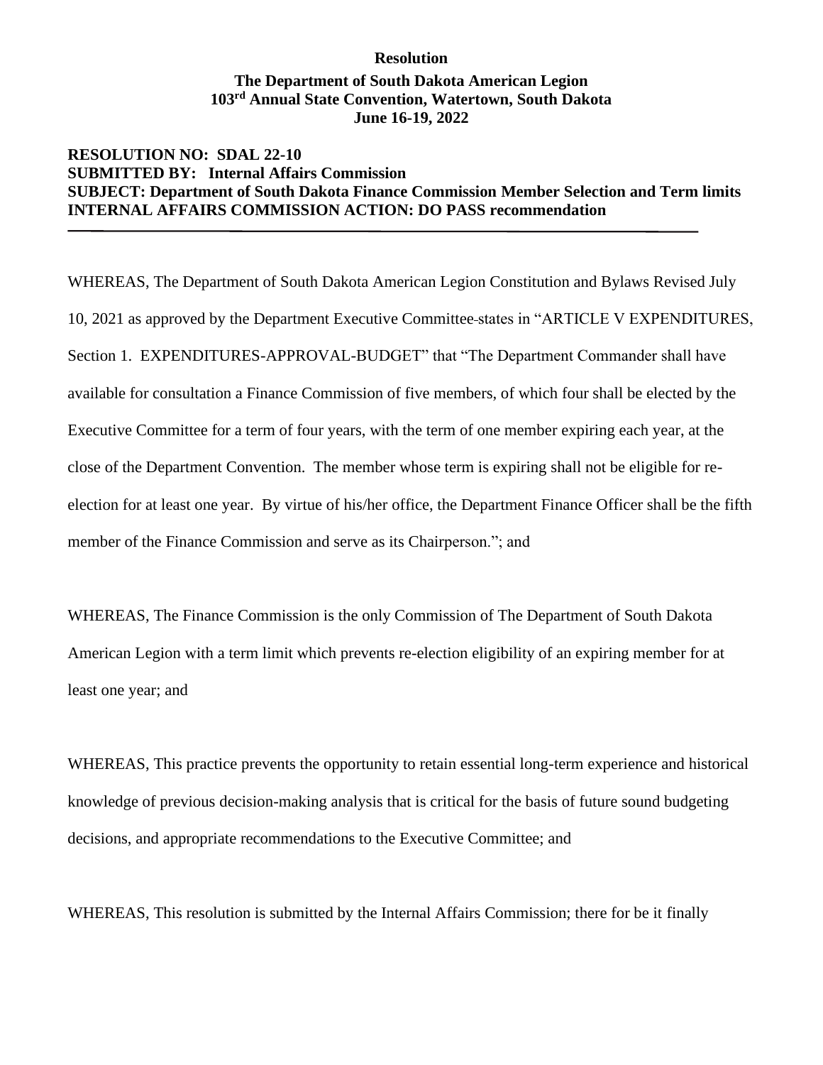**Resolution**

**The Department of South Dakota American Legion**
**103rd Annual State Convention, Watertown, South Dakota**
**June 16-19, 2022**

**RESOLUTION NO: SDAL 22-10**
**SUBMITTED BY: Internal Affairs Commission**
**SUBJECT: Department of South Dakota Finance Commission Member Selection and Term limits**
**INTERNAL AFFAIRS COMMISSION ACTION: DO PASS recommendation**

---

WHEREAS, The Department of South Dakota American Legion Constitution and Bylaws Revised July 10, 2021 as approved by the Department Executive Committee states in "ARTICLE V EXPENDITURES, Section 1. EXPENDITURES-APPROVAL-BUDGET" that "The Department Commander shall have available for consultation a Finance Commission of five members, of which four shall be elected by the Executive Committee for a term of four years, with the term of one member expiring each year, at the close of the Department Convention. The member whose term is expiring shall not be eligible for re-election for at least one year. By virtue of his/her office, the Department Finance Officer shall be the fifth member of the Finance Commission and serve as its Chairperson."; and

WHEREAS, The Finance Commission is the only Commission of The Department of South Dakota American Legion with a term limit which prevents re-election eligibility of an expiring member for at least one year; and

WHEREAS, This practice prevents the opportunity to retain essential long-term experience and historical knowledge of previous decision-making analysis that is critical for the basis of future sound budgeting decisions, and appropriate recommendations to the Executive Committee; and

WHEREAS, This resolution is submitted by the Internal Affairs Commission; there for be it finally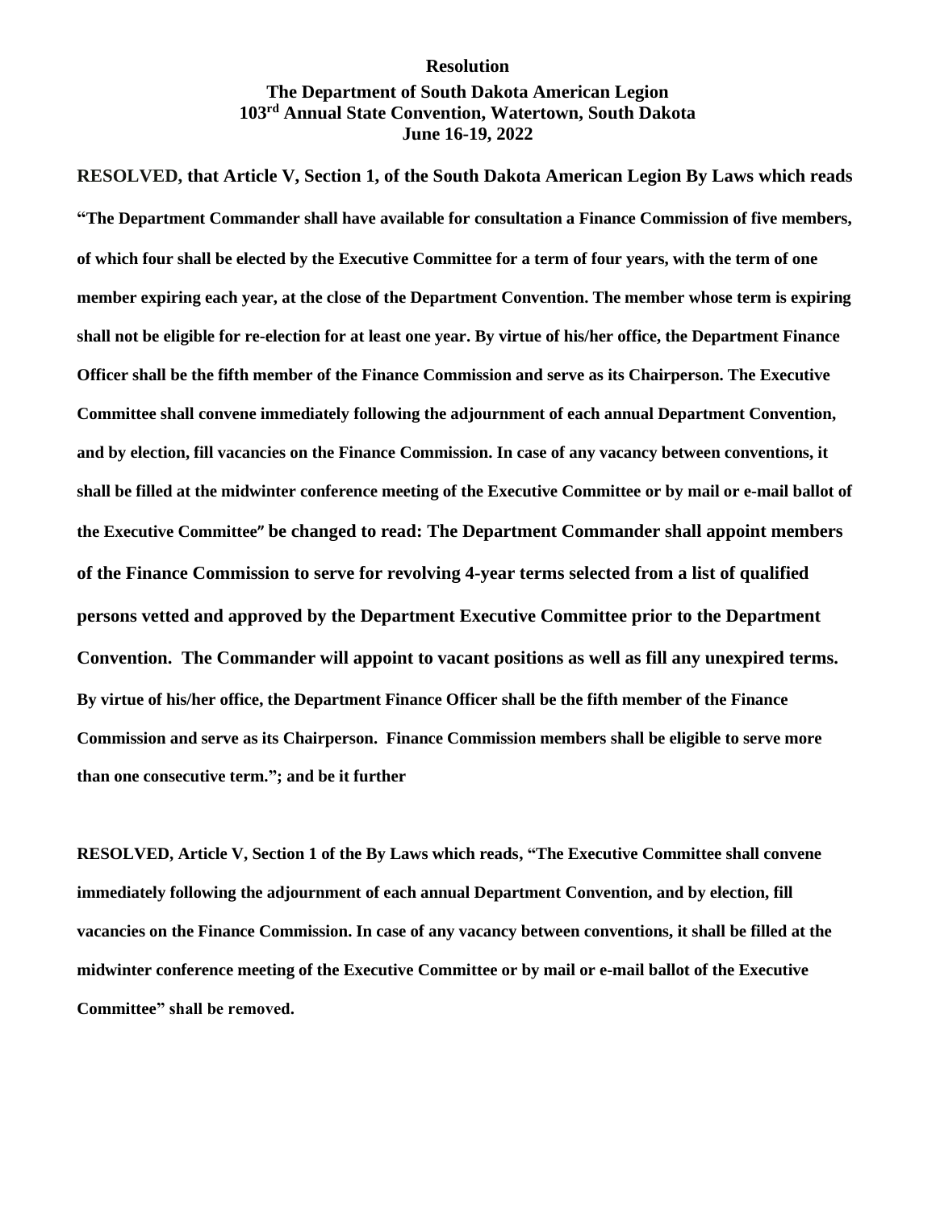**Resolution**

**The Department of South Dakota American Legion**
**103rd Annual State Convention, Watertown, South Dakota**
**June 16-19, 2022**

**RESOLVED, that Article V, Section 1, of the South Dakota American Legion By Laws which reads "The Department Commander shall have available for consultation a Finance Commission of five members, of which four shall be elected by the Executive Committee for a term of four years, with the term of one member expiring each year, at the close of the Department Convention. The member whose term is expiring shall not be eligible for re-election for at least one year. By virtue of his/her office, the Department Finance Officer shall be the fifth member of the Finance Commission and serve as its Chairperson. The Executive Committee shall convene immediately following the adjournment of each annual Department Convention, and by election, fill vacancies on the Finance Commission. In case of any vacancy between conventions, it shall be filled at the midwinter conference meeting of the Executive Committee or by mail or e-mail ballot of the Executive Committee" be changed to read: The Department Commander shall appoint members of the Finance Commission to serve for revolving 4-year terms selected from a list of qualified persons vetted and approved by the Department Executive Committee prior to the Department Convention. The Commander will appoint to vacant positions as well as fill any unexpired terms. By virtue of his/her office, the Department Finance Officer shall be the fifth member of the Finance Commission and serve as its Chairperson. Finance Commission members shall be eligible to serve more than one consecutive term."; and be it further**

**RESOLVED, Article V, Section 1 of the By Laws which reads, "The Executive Committee shall convene immediately following the adjournment of each annual Department Convention, and by election, fill vacancies on the Finance Commission. In case of any vacancy between conventions, it shall be filled at the midwinter conference meeting of the Executive Committee or by mail or e-mail ballot of the Executive Committee" shall be removed.**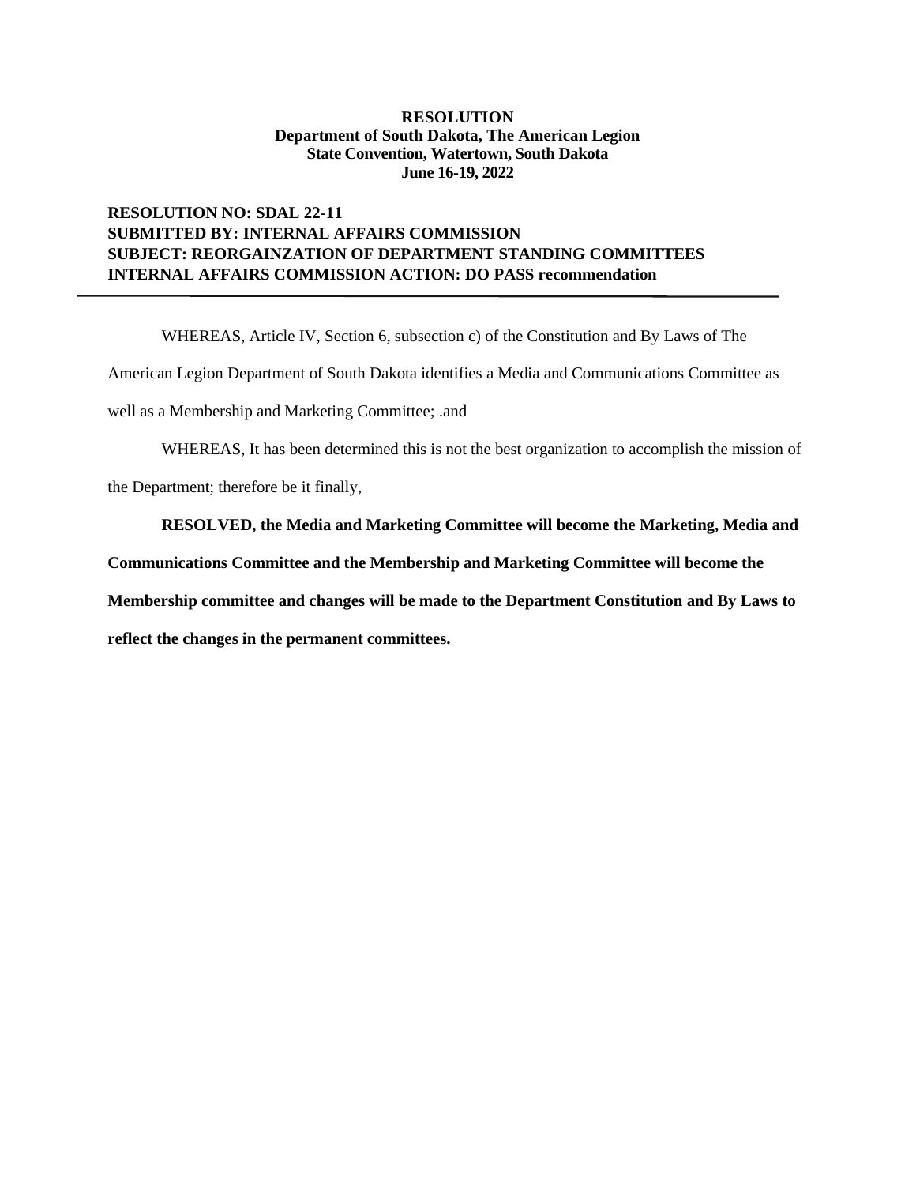**RESOLUTION**
**Department of South Dakota, The American Legion**
**State Convention, Watertown, South Dakota**
**June 16-19, 2022**

**RESOLUTION NO: SDAL 22-11**
**SUBMITTED BY: INTERNAL AFFAIRS COMMISSION**
**SUBJECT: REORGAINZATION OF DEPARTMENT STANDING COMMITTEES**
**INTERNAL AFFAIRS COMMISSION ACTION: DO PASS recommendation**

---

WHEREAS, Article IV, Section 6, subsection c) of the Constitution and By Laws of The American Legion Department of South Dakota identifies a Media and Communications Committee as well as a Membership and Marketing Committee; .and

WHEREAS, It has been determined this is not the best organization to accomplish the mission of the Department; therefore be it finally,

**RESOLVED, the Media and Marketing Committee will become the Marketing, Media and Communications Committee and the Membership and Marketing Committee will become the Membership committee and changes will be made to the Department Constitution and By Laws to reflect the changes in the permanent committees.**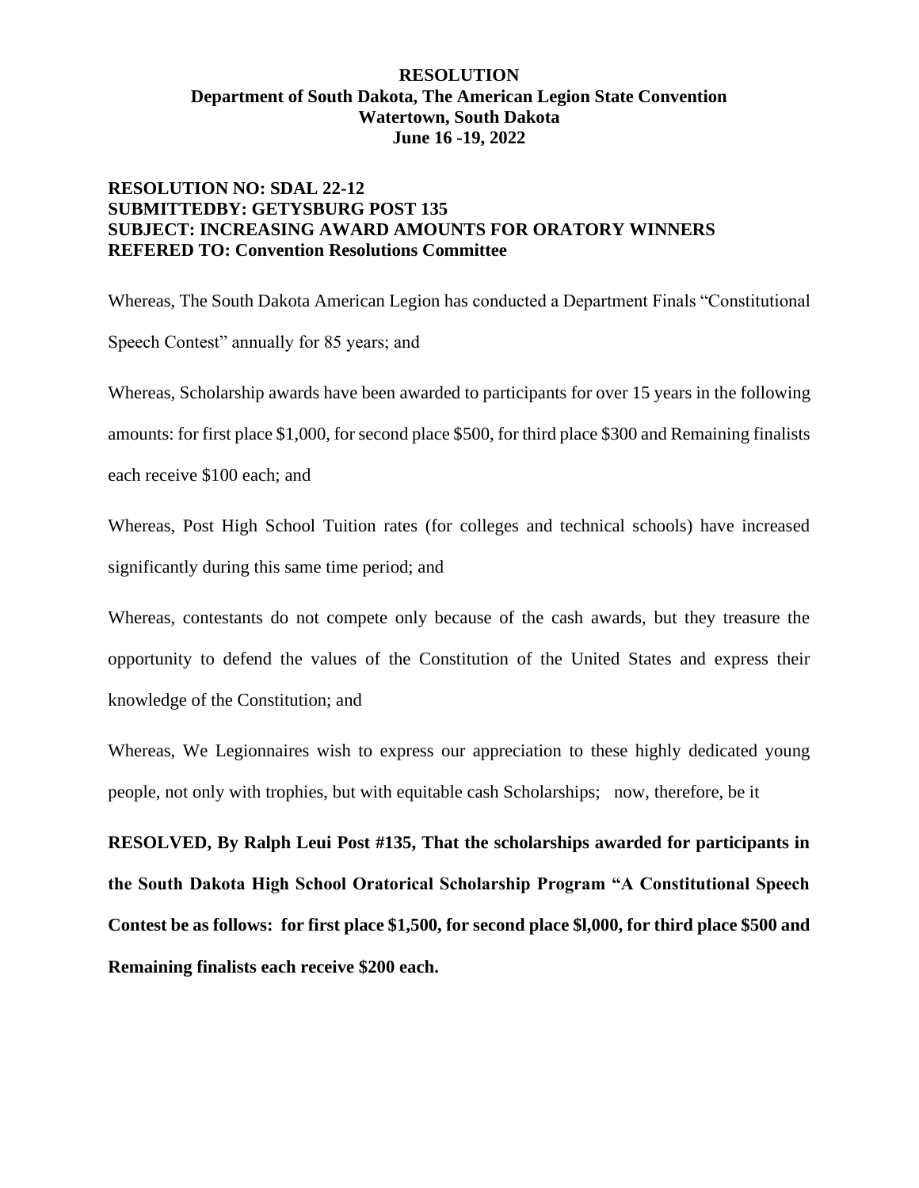**RESOLUTION**
**Department of South Dakota, The American Legion State Convention**
**Watertown, South Dakota**
**June 16 -19, 2022**

**RESOLUTION NO: SDAL 22-12**
**SUBMITTEDBY: GETYSBURG POST 135**
**SUBJECT: INCREASING AWARD AMOUNTS FOR ORATORY WINNERS**
**REFERED TO: Convention Resolutions Committee**

Whereas, The South Dakota American Legion has conducted a Department Finals "Constitutional Speech Contest" annually for 85 years; and

Whereas, Scholarship awards have been awarded to participants for over 15 years in the following amounts: for first place $1,000, for second place $500, for third place $300 and Remaining finalists each receive $100 each; and

Whereas, Post High School Tuition rates (for colleges and technical schools) have increased significantly during this same time period; and

Whereas, contestants do not compete only because of the cash awards, but they treasure the opportunity to defend the values of the Constitution of the United States and express their knowledge of the Constitution; and

Whereas, We Legionnaires wish to express our appreciation to these highly dedicated young people, not only with trophies, but with equitable cash Scholarships; now, therefore, be it

**RESOLVED, By Ralph Leui Post #135, That the scholarships awarded for participants in the South Dakota High School Oratorical Scholarship Program "A Constitutional Speech Contest be as follows: for first place $1,500, for second place $l,000, for third place $500 and Remaining finalists each receive $200 each.**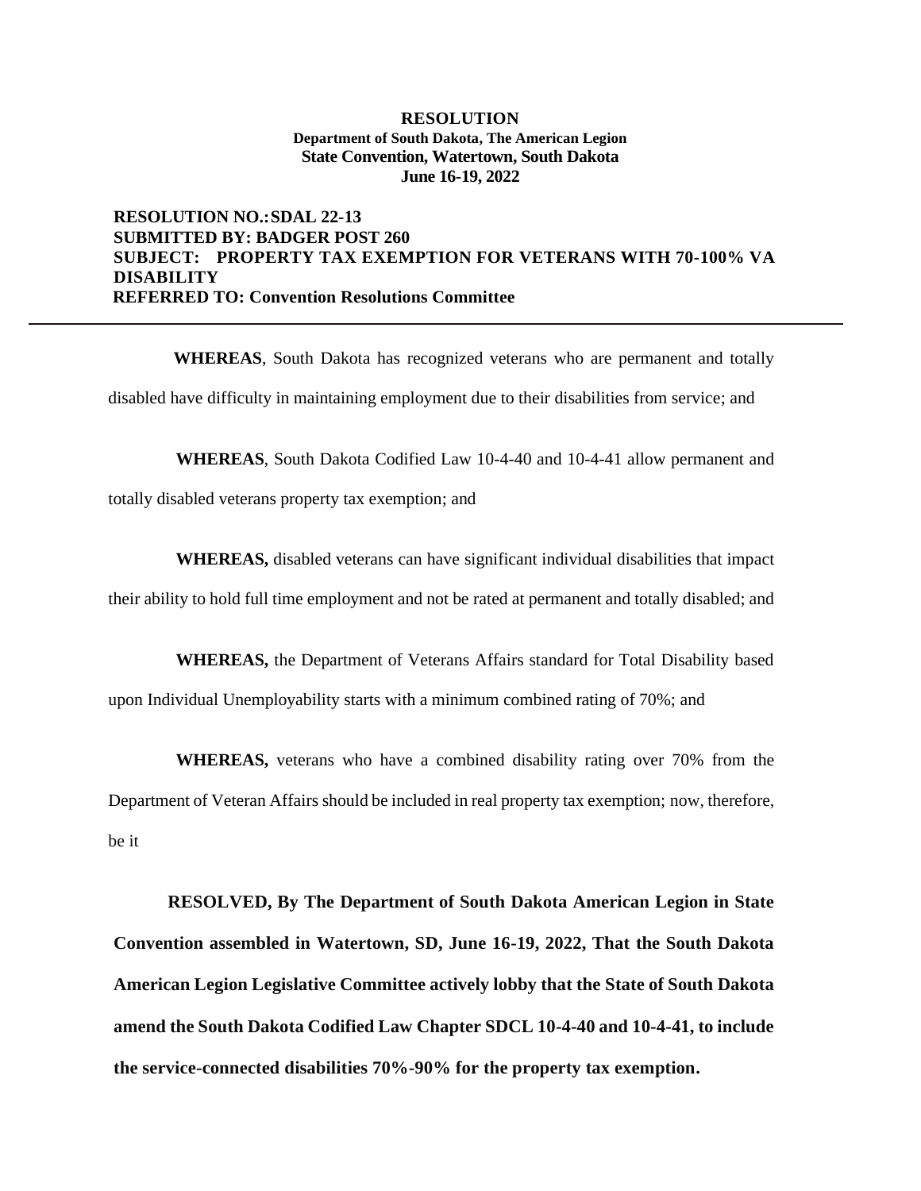**RESOLUTION**

**Department of South Dakota, The American Legion**
**State Convention, Watertown, South Dakota**
**June 16-19, 2022**

**RESOLUTION NO.: SDAL 22-13**
**SUBMITTED BY: BADGER POST 260**
**SUBJECT: PROPERTY TAX EXEMPTION FOR VETERANS WITH 70-100% VA DISABILITY**
**REFERRED TO: Convention Resolutions Committee**

---

**WHEREAS**, South Dakota has recognized veterans who are permanent and totally disabled have difficulty in maintaining employment due to their disabilities from service; and

**WHEREAS**, South Dakota Codified Law 10-4-40 and 10-4-41 allow permanent and totally disabled veterans property tax exemption; and

**WHEREAS,** disabled veterans can have significant individual disabilities that impact their ability to hold full time employment and not be rated at permanent and totally disabled; and

**WHEREAS,** the Department of Veterans Affairs standard for Total Disability based upon Individual Unemployability starts with a minimum combined rating of 70%; and

**WHEREAS,** veterans who have a combined disability rating over 70% from the Department of Veteran Affairs should be included in real property tax exemption; now, therefore, be it

**RESOLVED, By The Department of South Dakota American Legion in State Convention assembled in Watertown, SD, June 16-19, 2022, That the South Dakota American Legion Legislative Committee actively lobby that the State of South Dakota amend the South Dakota Codified Law Chapter SDCL 10-4-40 and 10-4-41, to include the service-connected disabilities 70%-90% for the property tax exemption.**